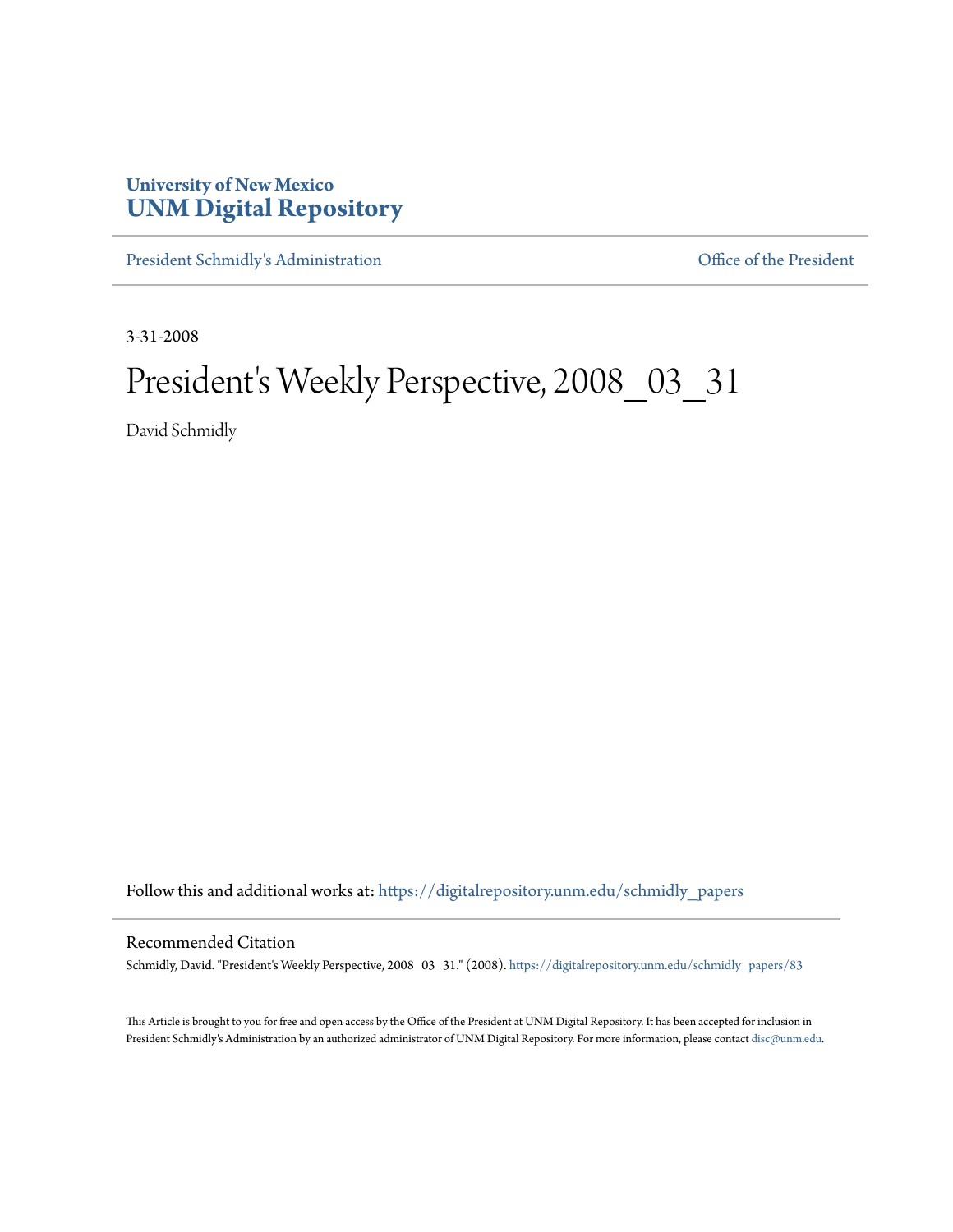University of New Mexico
**UNM Digital Repository**

President Schmidly's Administration | Office of the President

3-31-2008

# President's Weekly Perspective, 2008_03_31

David Schmidly

Follow this and additional works at: https://digitalrepository.unm.edu/schmidly_papers

## Recommended Citation

Schmidly, David. "President's Weekly Perspective, 2008_03_31." (2008). https://digitalrepository.unm.edu/schmidly_papers/83

This Article is brought to you for free and open access by the Office of the President at UNM Digital Repository. It has been accepted for inclusion in President Schmidly's Administration by an authorized administrator of UNM Digital Repository. For more information, please contact disc@unm.edu.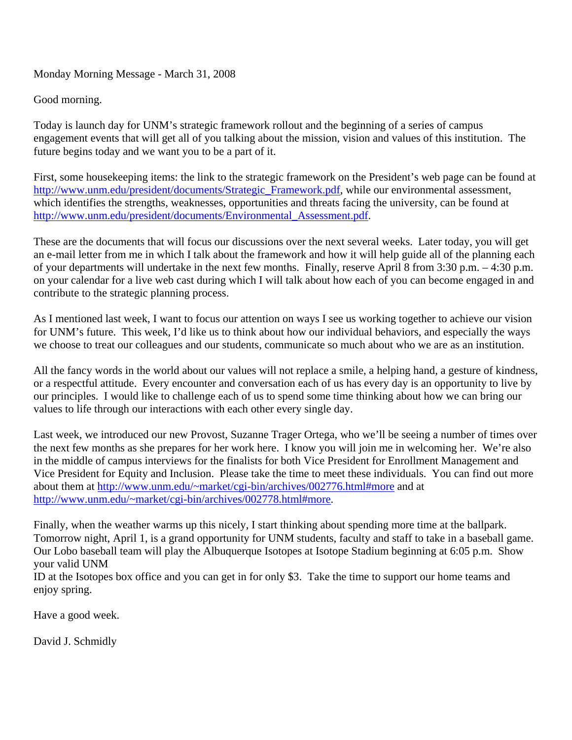Monday Morning Message - March 31, 2008

Good morning.

Today is launch day for UNM's strategic framework rollout and the beginning of a series of campus engagement events that will get all of you talking about the mission, vision and values of this institution. The future begins today and we want you to be a part of it.

First, some housekeeping items: the link to the strategic framework on the President's web page can be found at http://www.unm.edu/president/documents/Strategic_Framework.pdf, while our environmental assessment, which identifies the strengths, weaknesses, opportunities and threats facing the university, can be found at http://www.unm.edu/president/documents/Environmental_Assessment.pdf.

These are the documents that will focus our discussions over the next several weeks. Later today, you will get an e-mail letter from me in which I talk about the framework and how it will help guide all of the planning each of your departments will undertake in the next few months. Finally, reserve April 8 from 3:30 p.m. – 4:30 p.m. on your calendar for a live web cast during which I will talk about how each of you can become engaged in and contribute to the strategic planning process.

As I mentioned last week, I want to focus our attention on ways I see us working together to achieve our vision for UNM's future. This week, I'd like us to think about how our individual behaviors, and especially the ways we choose to treat our colleagues and our students, communicate so much about who we are as an institution.

All the fancy words in the world about our values will not replace a smile, a helping hand, a gesture of kindness, or a respectful attitude. Every encounter and conversation each of us has every day is an opportunity to live by our principles. I would like to challenge each of us to spend some time thinking about how we can bring our values to life through our interactions with each other every single day.

Last week, we introduced our new Provost, Suzanne Trager Ortega, who we'll be seeing a number of times over the next few months as she prepares for her work here. I know you will join me in welcoming her. We're also in the middle of campus interviews for the finalists for both Vice President for Enrollment Management and Vice President for Equity and Inclusion. Please take the time to meet these individuals. You can find out more about them at http://www.unm.edu/~market/cgi-bin/archives/002776.html#more and at http://www.unm.edu/~market/cgi-bin/archives/002778.html#more.

Finally, when the weather warms up this nicely, I start thinking about spending more time at the ballpark. Tomorrow night, April 1, is a grand opportunity for UNM students, faculty and staff to take in a baseball game. Our Lobo baseball team will play the Albuquerque Isotopes at Isotope Stadium beginning at 6:05 p.m. Show your valid UNM ID at the Isotopes box office and you can get in for only $3. Take the time to support our home teams and enjoy spring.

Have a good week.

David J. Schmidly